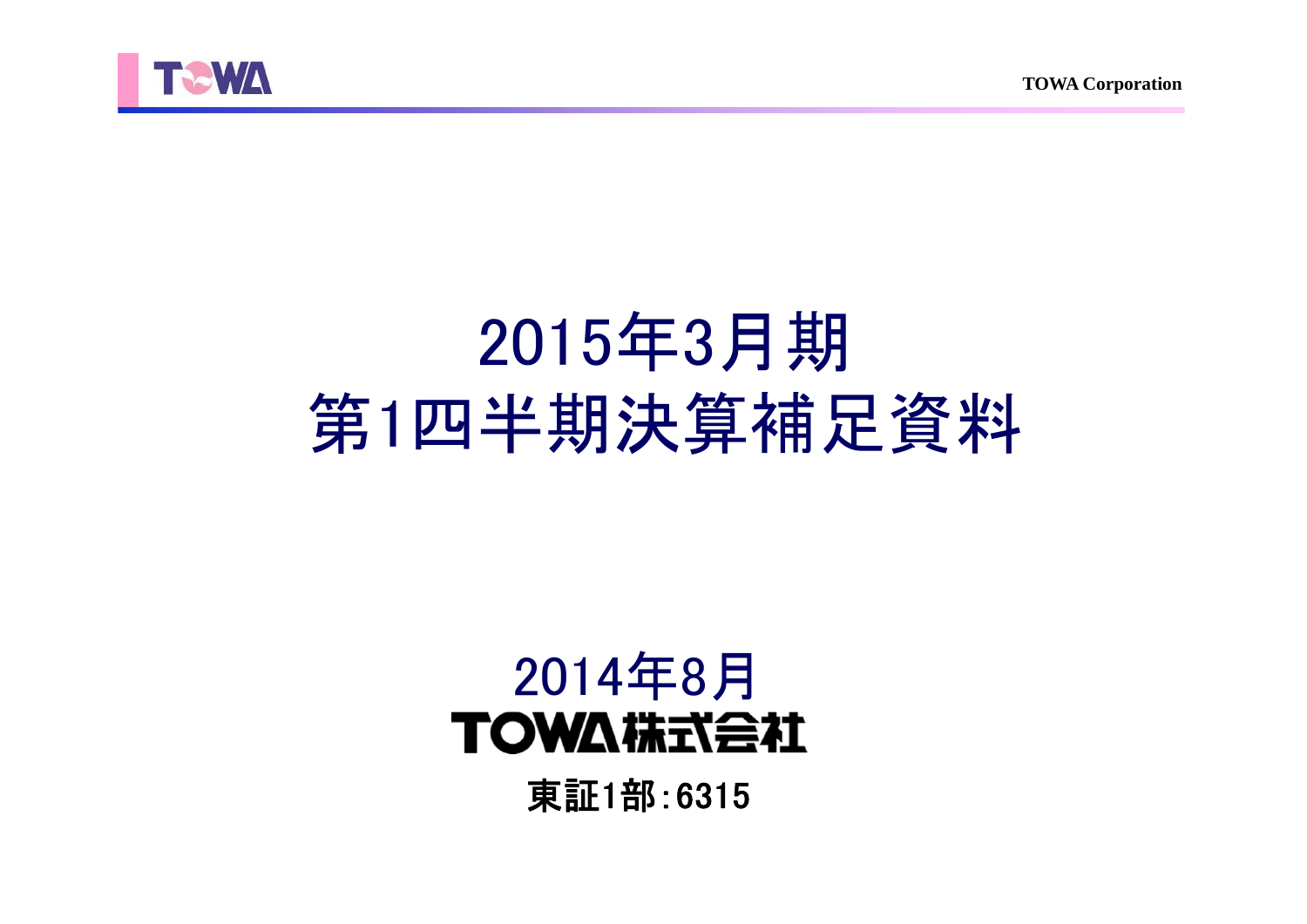# 2015年3月期
# 第1四半期決算補足資料

2014年8月

**TOWA株式会社**

東証1部:6315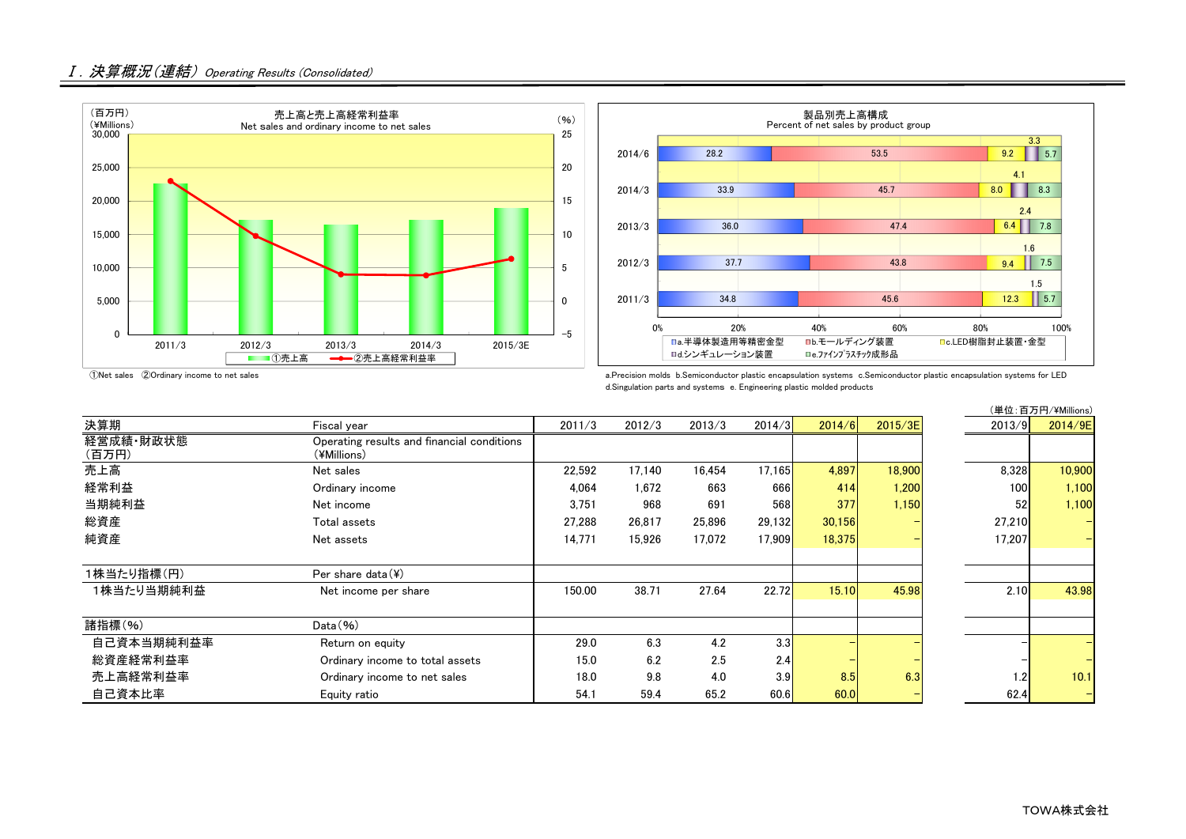## Ⅰ. 決算概況（連結） *Operating Results (Consolidated)*

売上高と売上高経常利益率
Net sales and ordinary income to net sales

（百万円）(¥Millions)　　（%）

①売上高　②売上高経常利益率

①Net sales　②Ordinary income to net sales

製品別売上高構成
Percent of net sales by product group

| | a | b | c | d | e |
|---|---|---|---|---|---|
| 2014/6 | 28.2 | 53.5 | 9.2 | 3.3 | 5.7 |
| 2014/3 | 33.9 | 45.7 | 8.0 | 4.1 | 8.3 |
| 2013/3 | 36.0 | 47.4 | 6.4 | 2.4 | 7.8 |
| 2012/3 | 37.7 | 43.8 | 9.4 | 1.6 | 7.5 |
| 2011/3 | 34.8 | 45.6 | 12.3 | 1.5 | 5.7 |

a.半導体製造用等精密金型　b.モールディング装置　c.LED樹脂封止装置・金型　d.シンギュレーション装置　e.ファインプラスチック成形品

a.Precision molds　b.Semiconductor plastic encapsulation systems　c.Semiconductor plastic encapsulation systems for LED
d.Singulation parts and systems　e. Engineering plastic molded products

（単位：百万円/¥Millions）

| 決算期 | Fiscal year | 2011/3 | 2012/3 | 2013/3 | 2014/3 | 2014/6 | 2015/3E | 2013/9 | 2014/9E |
|---|---|---|---|---|---|---|---|---|---|
| 経営成績・財政状態（百万円） | Operating results and financial conditions (¥Millions) | | | | | | | | |
| 売上高 | Net sales | 22,592 | 17,140 | 16,454 | 17,165 | 4,897 | 18,900 | 8,328 | 10,900 |
| 経常利益 | Ordinary income | 4,064 | 1,672 | 663 | 666 | 414 | 1,200 | 100 | 1,100 |
| 当期純利益 | Net income | 3,751 | 968 | 691 | 568 | 377 | 1,150 | 52 | 1,100 |
| 総資産 | Total assets | 27,288 | 26,817 | 25,896 | 29,132 | 30,156 | – | 27,210 | – |
| 純資産 | Net assets | 14,771 | 15,926 | 17,072 | 17,909 | 18,375 | – | 17,207 | – |
| 1株当たり指標（円） | Per share data (¥) | | | | | | | | |
| 1株当たり当期純利益 | Net income per share | 150.00 | 38.71 | 27.64 | 22.72 | 15.10 | 45.98 | 2.10 | 43.98 |
| 諸指標（%） | Data (%) | | | | | | | | |
| 自己資本当期純利益率 | Return on equity | 29.0 | 6.3 | 4.2 | 3.3 | – | – | – | – |
| 総資産経常利益率 | Ordinary income to total assets | 15.0 | 6.2 | 2.5 | 2.4 | – | – | – | – |
| 売上高経常利益率 | Ordinary income to net sales | 18.0 | 9.8 | 4.0 | 3.9 | 8.5 | 6.3 | 1.2 | 10.1 |
| 自己資本比率 | Equity ratio | 54.1 | 59.4 | 65.2 | 60.6 | 60.0 | – | 62.4 | – |

TOWA株式会社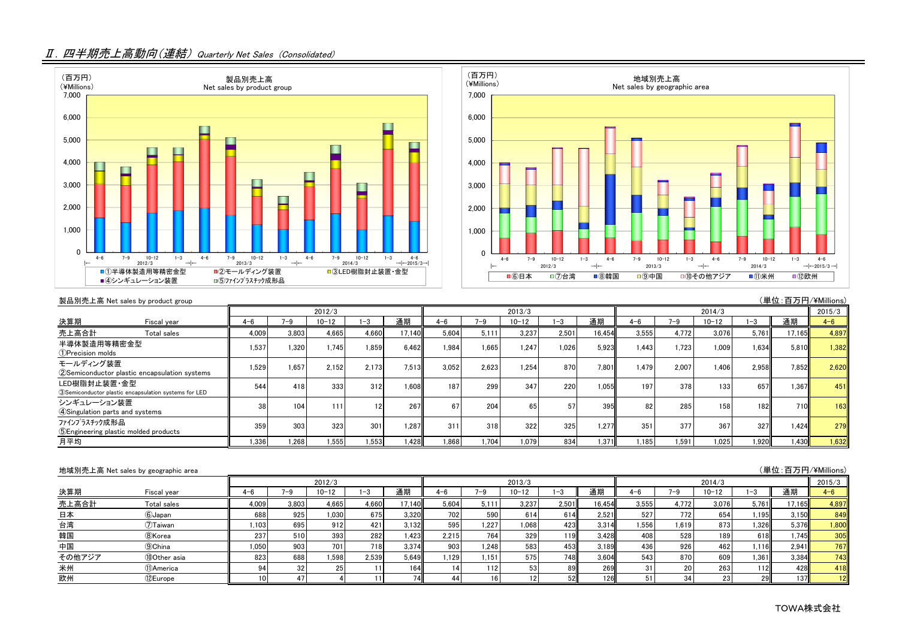## Ⅱ. 四半期売上高動向(連結) *Quarterly Net Sales (Consolidated)*

製品別売上高 Net sales by product group

(単位:百万円/¥Millions)

| 決算期 Fiscal year | 2012/3 4-6 | 7-9 | 10-12 | 1-3 | 通期 | 2013/3 4-6 | 7-9 | 10-12 | 1-3 | 通期 | 2014/3 4-6 | 7-9 | 10-12 | 1-3 | 通期 | 2015/3 4-6 |
|---|---|---|---|---|---|---|---|---|---|---|---|---|---|---|---|---|
| 売上高合計 Total sales | 4,009 | 3,803 | 4,665 | 4,660 | 17,140 | 5,604 | 5,111 | 3,237 | 2,501 | 16,454 | 3,555 | 4,772 | 3,076 | 5,761 | 17,165 | 4,897 |
| 半導体製造用等精密金型 ①Precision molds | 1,537 | 1,320 | 1,745 | 1,859 | 6,462 | 1,984 | 1,665 | 1,247 | 1,026 | 5,923 | 1,443 | 1,723 | 1,009 | 1,634 | 5,810 | 1,382 |
| モールディング装置 ②Semiconductor plastic encapsulation systems | 1,529 | 1,657 | 2,152 | 2,173 | 7,513 | 3,052 | 2,623 | 1,254 | 870 | 7,801 | 1,479 | 2,007 | 1,406 | 2,958 | 7,852 | 2,620 |
| LED樹脂封止装置・金型 ③Semiconductor plastic encapsulation systems for LED | 544 | 418 | 333 | 312 | 1,608 | 187 | 299 | 347 | 220 | 1,055 | 197 | 378 | 133 | 657 | 1,367 | 451 |
| シンギュレーション装置 ④Singulation parts and systems | 38 | 104 | 111 | 12 | 267 | 67 | 204 | 65 | 57 | 395 | 82 | 285 | 158 | 182 | 710 | 163 |
| ﾌｧｲﾝﾌﾟﾗｽﾁｯｸ成形品 ⑤Engineering plastic molded products | 359 | 303 | 323 | 301 | 1,287 | 311 | 318 | 322 | 325 | 1,277 | 351 | 377 | 367 | 327 | 1,424 | 279 |
| 月平均 | 1,336 | 1,268 | 1,555 | 1,553 | 1,428 | 1,868 | 1,704 | 1,079 | 834 | 1,371 | 1,185 | 1,591 | 1,025 | 1,920 | 1,430 | 1,632 |

地域別売上高 Net sales by geographic area

(単位:百万円/¥Millions)

| 決算期 Fiscal year | 2012/3 4-6 | 7-9 | 10-12 | 1-3 | 通期 | 2013/3 4-6 | 7-9 | 10-12 | 1-3 | 通期 | 2014/3 4-6 | 7-9 | 10-12 | 1-3 | 通期 | 2015/3 4-6 |
|---|---|---|---|---|---|---|---|---|---|---|---|---|---|---|---|---|
| 売上高合計 Total sales | 4,009 | 3,803 | 4,665 | 4,660 | 17,140 | 5,604 | 5,111 | 3,237 | 2,501 | 16,454 | 3,555 | 4,772 | 3,076 | 5,761 | 17,165 | 4,897 |
| 日本 ⑥Japan | 688 | 925 | 1,030 | 675 | 3,320 | 702 | 590 | 614 | 614 | 2,521 | 527 | 772 | 654 | 1,195 | 3,150 | 849 |
| 台湾 ⑦Taiwan | 1,103 | 695 | 912 | 421 | 3,132 | 595 | 1,227 | 1,068 | 423 | 3,314 | 1,556 | 1,619 | 873 | 1,326 | 5,376 | 1,800 |
| 韓国 ⑧Korea | 237 | 510 | 393 | 282 | 1,423 | 2,215 | 764 | 329 | 119 | 3,428 | 408 | 528 | 189 | 618 | 1,745 | 305 |
| 中国 ⑨China | 1,050 | 903 | 701 | 718 | 3,374 | 903 | 1,248 | 583 | 453 | 3,189 | 436 | 926 | 462 | 1,116 | 2,941 | 767 |
| その他アジア ⑩Other asia | 823 | 688 | 1,598 | 2,539 | 5,649 | 1,129 | 1,151 | 575 | 748 | 3,604 | 543 | 870 | 609 | 1,361 | 3,384 | 743 |
| 米州 ⑪America | 94 | 32 | 25 | 11 | 164 | 14 | 112 | 53 | 89 | 269 | 31 | 20 | 263 | 112 | 428 | 418 |
| 欧州 ⑫Europe | 10 | 47 | 4 | 11 | 74 | 44 | 16 | 12 | 52 | 126 | 51 | 34 | 23 | 29 | 137 | 12 |

TOWA株式会社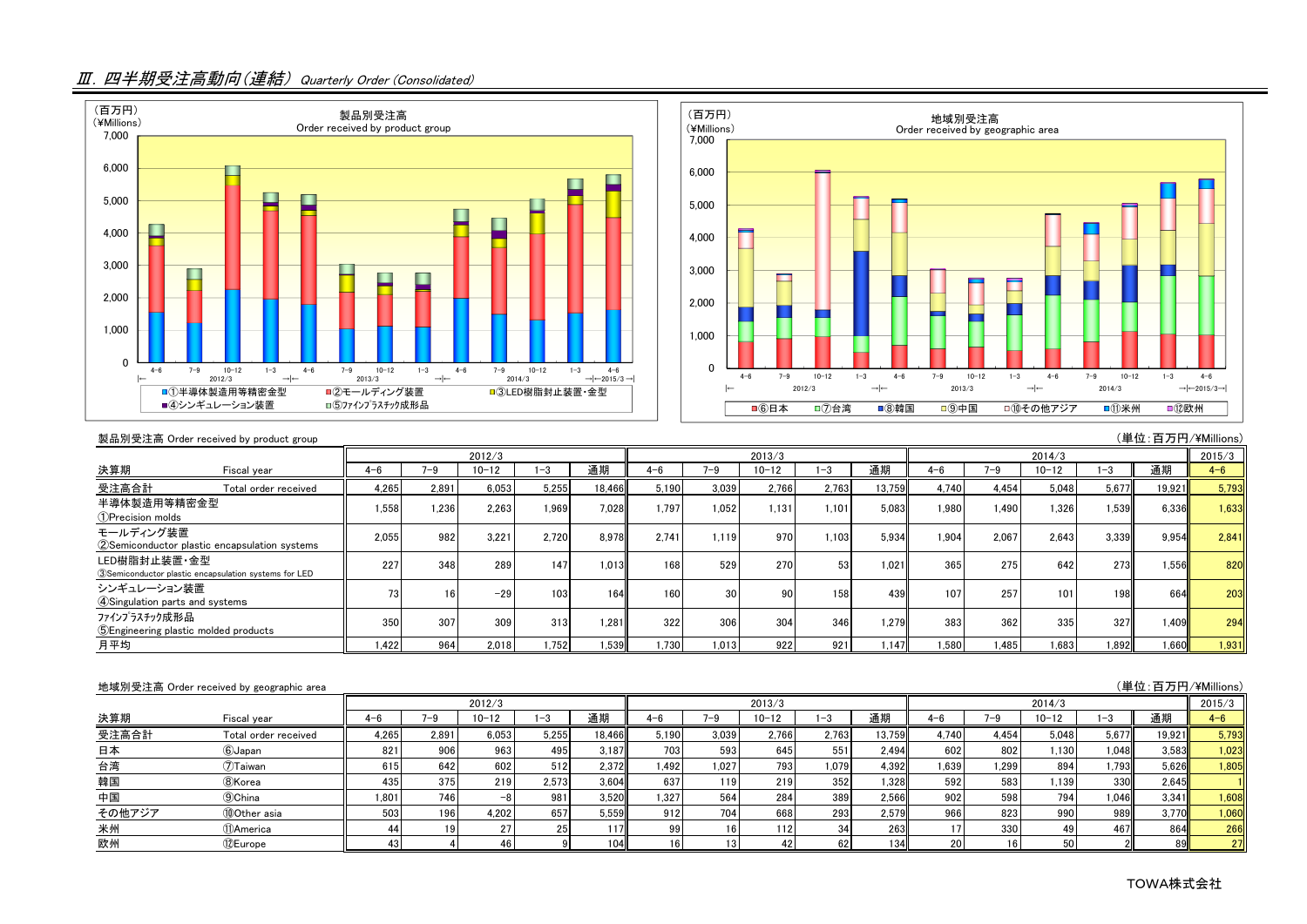## Ⅲ. 四半期受注高動向（連結） *Quarterly Order (Consolidated)*

製品別受注高
Order received by product group

（百万円）(¥Millions)

①半導体製造用等精密金型　②モールディング装置　③LED樹脂封止装置・金型　④シンギュレーション装置　⑤ﾌｧｲﾝﾌﾟﾗｽﾁｯｸ成形品

地域別受注高
Order received by geographic area

（百万円）(¥Millions)

⑥日本　⑦台湾　⑧韓国　⑨中国　⑩その他アジア　⑪米州　⑫欧州

製品別受注高 Order received by product group

（単位：百万円/¥Millions）

| 決算期 | Fiscal year | 2012/3 | | | | | 2013/3 | | | | | 2014/3 | | | | | 2015/3 |
|---|---|---|---|---|---|---|---|---|---|---|---|---|---|---|---|---|---|
| | | 4-6 | 7-9 | 10-12 | 1-3 | 通期 | 4-6 | 7-9 | 10-12 | 1-3 | 通期 | 4-6 | 7-9 | 10-12 | 1-3 | 通期 | 4-6 |
| 受注高合計 | Total order received | 4,265 | 2,891 | 6,053 | 5,255 | 18,466 | 5,190 | 3,039 | 2,766 | 2,763 | 13,759 | 4,740 | 4,454 | 5,048 | 5,677 | 19,921 | 5,793 |
| 半導体製造用等精密金型 | ①Precision molds | 1,558 | 1,236 | 2,263 | 1,969 | 7,028 | 1,797 | 1,052 | 1,131 | 1,101 | 5,083 | 1,980 | 1,490 | 1,326 | 1,539 | 6,336 | 1,633 |
| モールディング装置 | ②Semiconductor plastic encapsulation systems | 2,055 | 982 | 3,221 | 2,720 | 8,978 | 2,741 | 1,119 | 970 | 1,103 | 5,934 | 1,904 | 2,067 | 2,643 | 3,339 | 9,954 | 2,841 |
| LED樹脂封止装置・金型 | ③Semiconductor plastic encapsulation systems for LED | 227 | 348 | 289 | 147 | 1,013 | 168 | 529 | 270 | 53 | 1,021 | 365 | 275 | 642 | 273 | 1,556 | 820 |
| シンギュレーション装置 | ④Singulation parts and systems | 73 | 16 | -29 | 103 | 164 | 160 | 30 | 90 | 158 | 439 | 107 | 257 | 101 | 198 | 664 | 203 |
| ﾌｧｲﾝﾌﾟﾗｽﾁｯｸ成形品 | ⑤Engineering plastic molded products | 350 | 307 | 309 | 313 | 1,281 | 322 | 306 | 304 | 346 | 1,279 | 383 | 362 | 335 | 327 | 1,409 | 294 |
| 月平均 | | 1,422 | 964 | 2,018 | 1,752 | 1,539 | 1,730 | 1,013 | 922 | 921 | 1,147 | 1,580 | 1,485 | 1,683 | 1,892 | 1,660 | 1,931 |

地域別受注高 Order received by geographic area

（単位：百万円/¥Millions）

| 決算期 | Fiscal year | 2012/3 | | | | | 2013/3 | | | | | 2014/3 | | | | | 2015/3 |
|---|---|---|---|---|---|---|---|---|---|---|---|---|---|---|---|---|---|
| | | 4-6 | 7-9 | 10-12 | 1-3 | 通期 | 4-6 | 7-9 | 10-12 | 1-3 | 通期 | 4-6 | 7-9 | 10-12 | 1-3 | 通期 | 4-6 |
| 受注高合計 | Total order received | 4,265 | 2,891 | 6,053 | 5,255 | 18,466 | 5,190 | 3,039 | 2,766 | 2,763 | 13,759 | 4,740 | 4,454 | 5,048 | 5,677 | 19,921 | 5,793 |
| 日本 | ⑥Japan | 821 | 906 | 963 | 495 | 3,187 | 703 | 593 | 645 | 551 | 2,494 | 602 | 802 | 1,130 | 1,048 | 3,583 | 1,023 |
| 台湾 | ⑦Taiwan | 615 | 642 | 602 | 512 | 2,372 | 1,492 | 1,027 | 793 | 1,079 | 4,392 | 1,639 | 1,299 | 894 | 1,793 | 5,626 | 1,805 |
| 韓国 | ⑧Korea | 435 | 375 | 219 | 2,573 | 3,604 | 637 | 119 | 219 | 352 | 1,328 | 592 | 583 | 1,139 | 330 | 2,645 | 1 |
| 中国 | ⑨China | 1,801 | 746 | -8 | 981 | 3,520 | 1,327 | 564 | 284 | 389 | 2,566 | 902 | 598 | 794 | 1,046 | 3,341 | 1,608 |
| その他アジア | ⑩Other asia | 503 | 196 | 4,202 | 657 | 5,559 | 912 | 704 | 668 | 293 | 2,579 | 966 | 823 | 990 | 989 | 3,770 | 1,060 |
| 米州 | ⑪America | 44 | 19 | 27 | 25 | 117 | 99 | 16 | 112 | 34 | 263 | 17 | 330 | 49 | 467 | 864 | 266 |
| 欧州 | ⑫Europe | 43 | 4 | 46 | 9 | 104 | 16 | 13 | 42 | 62 | 134 | 20 | 16 | 50 | 2 | 89 | 27 |

TOWA株式会社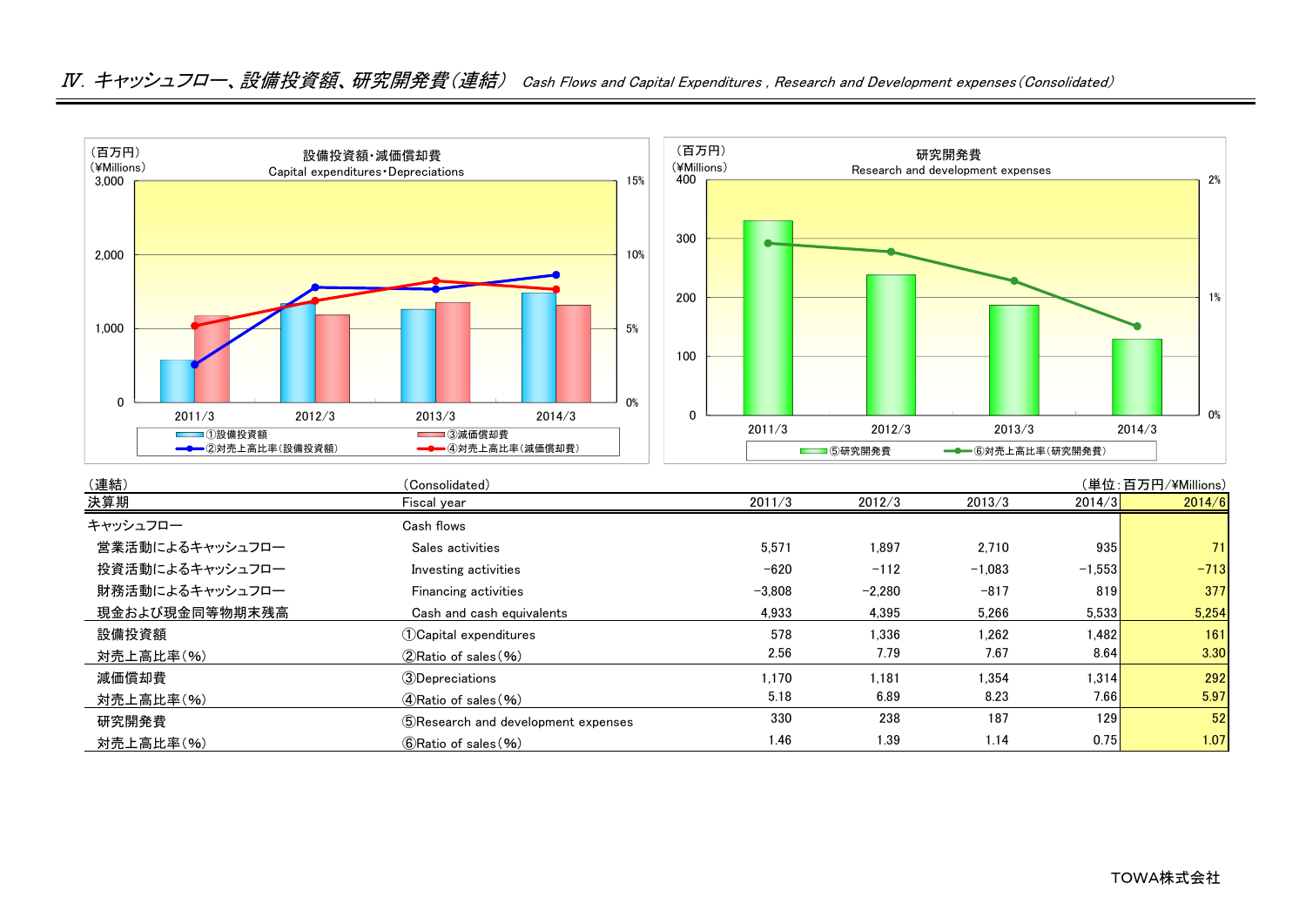## Ⅳ. キャッシュフロー、設備投資額、研究開発費(連結) *Cash Flows and Capital Expenditures , Research and Development expenses (Consolidated)*

(百万円)
(¥Millions)
設備投資額・減価償却費
Capital expenditures・Depreciations
3,000
2,000
1,000
0
15%
10%
5%
0%
2011/3
2012/3
2013/3
2014/3
①設備投資額
③減価償却費
②対売上高比率(設備投資額)
④対売上高比率(減価償却費)

(百万円)
(¥Millions)
研究開発費
Research and development expenses
400
300
200
100
0
2%
1%
0%
2011/3
2012/3
2013/3
2014/3
⑤研究開発費
⑥対売上高比率(研究開発費)

(連結) (Consolidated) (単位:百万円/¥Millions)

| 決算期 | Fiscal year | 2011/3 | 2012/3 | 2013/3 | 2014/3 | 2014/6 |
|---|---|---|---|---|---|---|
| キャッシュフロー | Cash flows | | | | | |
| 営業活動によるキャッシュフロー | Sales activities | 5,571 | 1,897 | 2,710 | 935 | 71 |
| 投資活動によるキャッシュフロー | Investing activities | −620 | −112 | −1,083 | −1,553 | −713 |
| 財務活動によるキャッシュフロー | Financing activities | −3,808 | −2,280 | −817 | 819 | 377 |
| 現金および現金同等物期末残高 | Cash and cash equivalents | 4,933 | 4,395 | 5,266 | 5,533 | 5,254 |
| 設備投資額 | ①Capital expenditures | 578 | 1,336 | 1,262 | 1,482 | 161 |
| 対売上高比率(%) | ②Ratio of sales(%) | 2.56 | 7.79 | 7.67 | 8.64 | 3.30 |
| 減価償却費 | ③Depreciations | 1,170 | 1,181 | 1,354 | 1,314 | 292 |
| 対売上高比率(%) | ④Ratio of sales(%) | 5.18 | 6.89 | 8.23 | 7.66 | 5.97 |
| 研究開発費 | ⑤Research and development expenses | 330 | 238 | 187 | 129 | 52 |
| 対売上高比率(%) | ⑥Ratio of sales(%) | 1.46 | 1.39 | 1.14 | 0.75 | 1.07 |

TOWA株式会社